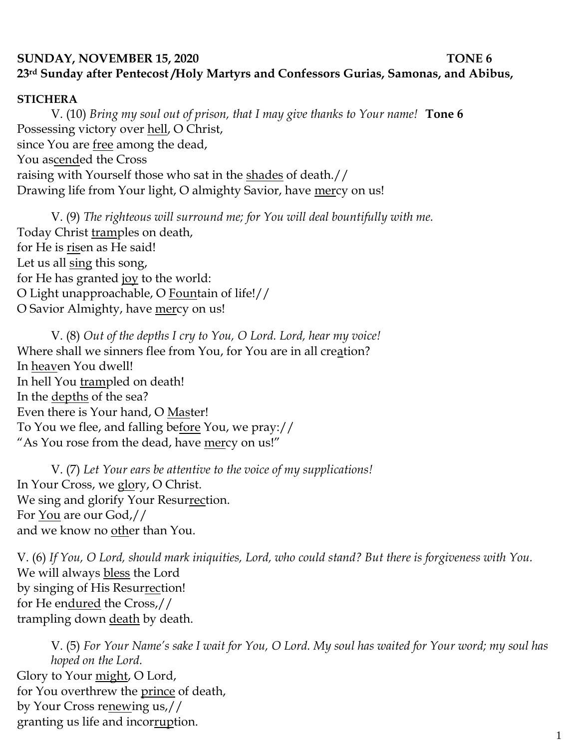**SUNDAY, NOVEMBER 15, 2020 TONE 6**
**23rd Sunday after Pentecost /Holy Martyrs and Confessors Gurias, Samonas, and Abibus,**

**STICHERA**

V. (10) *Bring my soul out of prison, that I may give thanks to Your name!* **Tone 6**
Possessing victory over <u>hell</u>, O Christ,
since You are <u>free</u> among the dead,
You as<u>cend</u>ed the Cross
raising with Yourself those who sat in the <u>shades</u> of death.//
Drawing life from Your light, O almighty Savior, have <u>mer</u>cy on us!

V. (9) *The righteous will surround me; for You will deal bountifully with me.*
Today Christ <u>tram</u>ples on death,
for He is <u>ris</u>en as He said!
Let us all <u>sing</u> this song,
for He has granted <u>joy</u> to the world:
O Light unapproachable, O <u>Foun</u>tain of life!//
O Savior Almighty, have <u>mer</u>cy on us!

V. (8) *Out of the depths I cry to You, O Lord. Lord, hear my voice!*
Where shall we sinners flee from You, for You are in all cre<u>a</u>tion?
In <u>heav</u>en You dwell!
In hell You <u>tram</u>pled on death!
In the <u>depths</u> of the sea?
Even there is Your hand, O <u>Mas</u>ter!
To You we flee, and falling be<u>fore</u> You, we pray://
"As You rose from the dead, have <u>mer</u>cy on us!"

V. (7) *Let Your ears be attentive to the voice of my supplications!*
In Your Cross, we <u>glo</u>ry, O Christ.
We sing and glorify Your Resur<u>rec</u>tion.
For <u>You</u> are our God,//
and we know no <u>oth</u>er than You.

V. (6) *If You, O Lord, should mark iniquities, Lord, who could stand? But there is forgiveness with You.*
We will always <u>bless</u> the Lord
by singing of His Resur<u>rec</u>tion!
for He en<u>dured</u> the Cross,//
trampling down <u>death</u> by death.

V. (5) *For Your Name's sake I wait for You, O Lord. My soul has waited for Your word; my soul has hoped on the Lord.*
Glory to Your <u>might</u>, O Lord,
for You overthrew the <u>prince</u> of death,
by Your Cross re<u>new</u>ing us,//
granting us life and incor<u>rup</u>tion.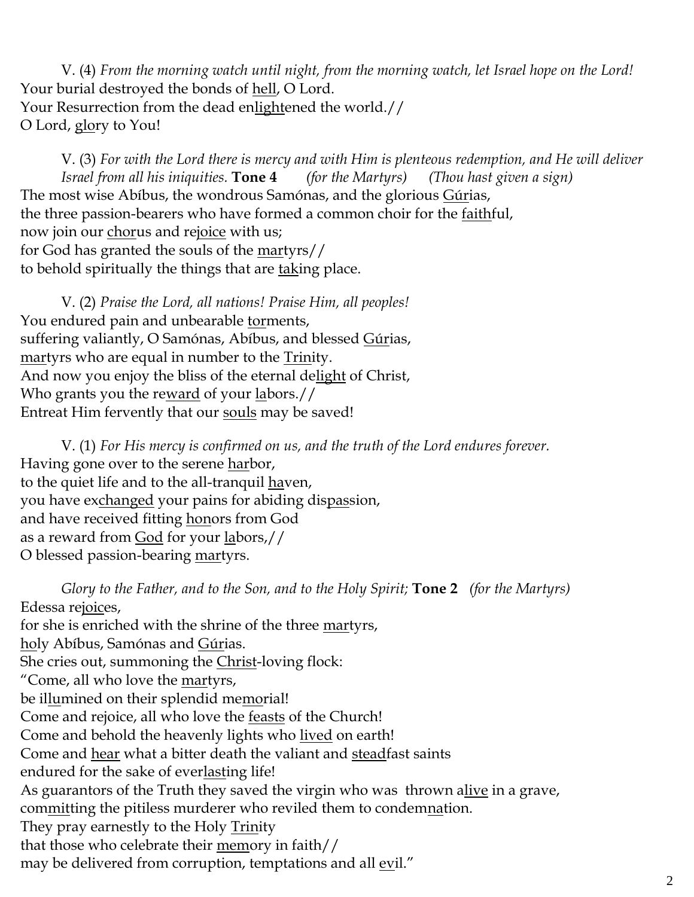V. (4) *From the morning watch until night, from the morning watch, let Israel hope on the Lord!*
Your burial destroyed the bonds of <u>hell</u>, O Lord.
Your Resurrection from the dead en<u>light</u>ened the world.//
O Lord, <u>glo</u>ry to You!

V. (3) *For with the Lord there is mercy and with Him is plenteous redemption, and He will deliver Israel from all his iniquities.* **Tone 4** *(for the Martyrs)* *(Thou hast given a sign)*
The most wise Abíbus, the wondrous Samónas, and the glorious <u>Gú</u>rias,
the three passion-bearers who have formed a common choir for the <u>faith</u>ful,
now join our <u>cho</u>rus and re<u>joice</u> with us;
for God has granted the souls of the <u>mar</u>tyrs//
to behold spiritually the things that are <u>tak</u>ing place.

V. (2) *Praise the Lord, all nations! Praise Him, all peoples!*
You endured pain and unbearable <u>tor</u>ments,
suffering valiantly, O Samónas, Abíbus, and blessed <u>Gú</u>rias,
<u>mar</u>tyrs who are equal in number to the <u>Trin</u>ity.
And now you enjoy the bliss of the eternal de<u>light</u> of Christ,
Who grants you the re<u>ward</u> of your <u>la</u>bors.//
Entreat Him fervently that our <u>souls</u> may be saved!

V. (1) *For His mercy is confirmed on us, and the truth of the Lord endures forever.*
Having gone over to the serene <u>har</u>bor,
to the quiet life and to the all-tranquil <u>ha</u>ven,
you have ex<u>changed</u> your pains for abiding dis<u>pas</u>sion,
and have received fitting <u>hon</u>ors from God
as a reward from <u>God</u> for your <u>la</u>bors,//
O blessed passion-bearing <u>mar</u>tyrs.

*Glory to the Father, and to the Son, and to the Holy Spirit;* **Tone 2** *(for the Martyrs)*
Edessa re<u>joic</u>es,
for she is enriched with the shrine of the three <u>mar</u>tyrs,
<u>ho</u>ly Abíbus, Samónas and <u>Gú</u>rias.
She cries out, summoning the <u>Christ</u>-loving flock:
"Come, all who love the <u>mar</u>tyrs,
be il<u>lu</u>mined on their splendid me<u>mo</u>rial!
Come and rejoice, all who love the <u>feasts</u> of the Church!
Come and behold the heavenly lights who <u>lived</u> on earth!
Come and <u>hear</u> what a bitter death the valiant and <u>stead</u>fast saints
endured for the sake of ever<u>last</u>ing life!
As guarantors of the Truth they saved the virgin who was thrown a<u>live</u> in a grave,
com<u>mit</u>ting the pitiless murderer who reviled them to condem<u>na</u>tion.
They pray earnestly to the Holy <u>Trin</u>ity
that those who celebrate their <u>mem</u>ory in faith//
may be delivered from corruption, temptations and all <u>ev</u>il."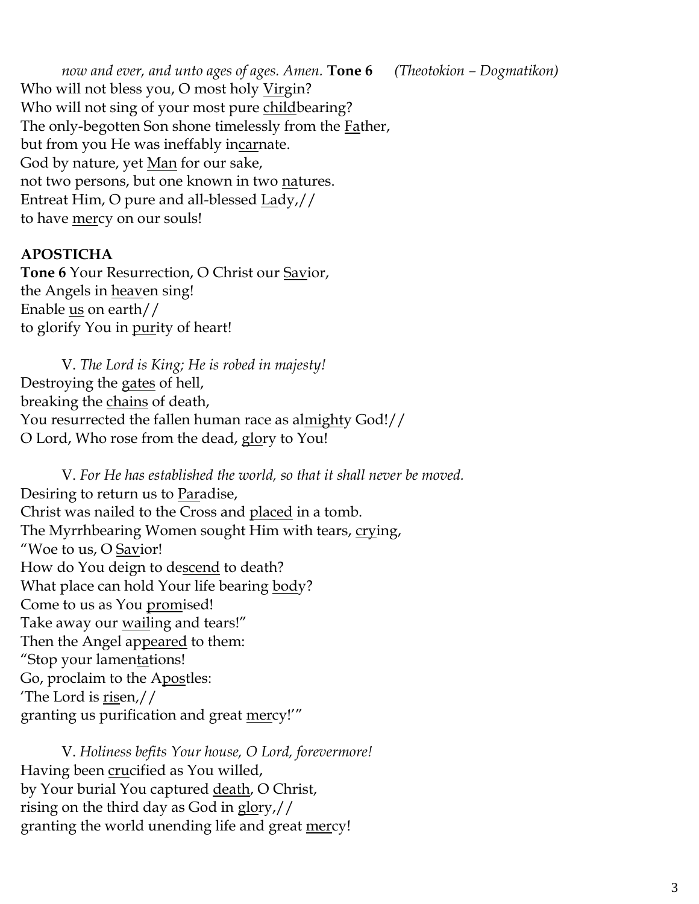*now and ever, and unto ages of ages. Amen.* **Tone 6** *(Theotokion – Dogmatikon)*
Who will not bless you, O most holy <u>Vir</u>gin?
Who will not sing of your most pure <u>child</u>bearing?
The only-begotten Son shone timelessly from the <u>Fa</u>ther,
but from you He was ineffably in<u>car</u>nate.
God by nature, yet <u>Man</u> for our sake,
not two persons, but one known in two <u>na</u>tures.
Entreat Him, O pure and all-blessed <u>La</u>dy,//
to have <u>mer</u>cy on our souls!

**APOSTICHA**

**Tone 6** Your Resurrection, O Christ our <u>Sav</u>ior,
the Angels in <u>heav</u>en sing!
Enable <u>us</u> on earth//
to glorify You in <u>pur</u>ity of heart!

V. *The Lord is King; He is robed in majesty!*
Destroying the <u>gates</u> of hell,
breaking the <u>chains</u> of death,
You resurrected the fallen human race as al<u>might</u>y God!//
O Lord, Who rose from the dead, <u>glo</u>ry to You!

V. *For He has established the world, so that it shall never be moved.*
Desiring to return us to <u>Par</u>adise,
Christ was nailed to the Cross and <u>placed</u> in a tomb.
The Myrrhbearing Women sought Him with tears, <u>cry</u>ing,
"Woe to us, O <u>Sav</u>ior!
How do You deign to de<u>scend</u> to death?
What place can hold Your life bearing <u>bod</u>y?
Come to us as You <u>prom</u>ised!
Take away our <u>wail</u>ing and tears!"
Then the Angel ap<u>peared</u> to them:
"Stop your lamen<u>ta</u>tions!
Go, proclaim to the A<u>pos</u>tles:
'The Lord is <u>ris</u>en,//
granting us purification and great <u>mer</u>cy!'"

V. *Holiness befits Your house, O Lord, forevermore!*
Having been <u>cru</u>cified as You willed,
by Your burial You captured <u>death</u>, O Christ,
rising on the third day as God in <u>glo</u>ry,//
granting the world unending life and great <u>mer</u>cy!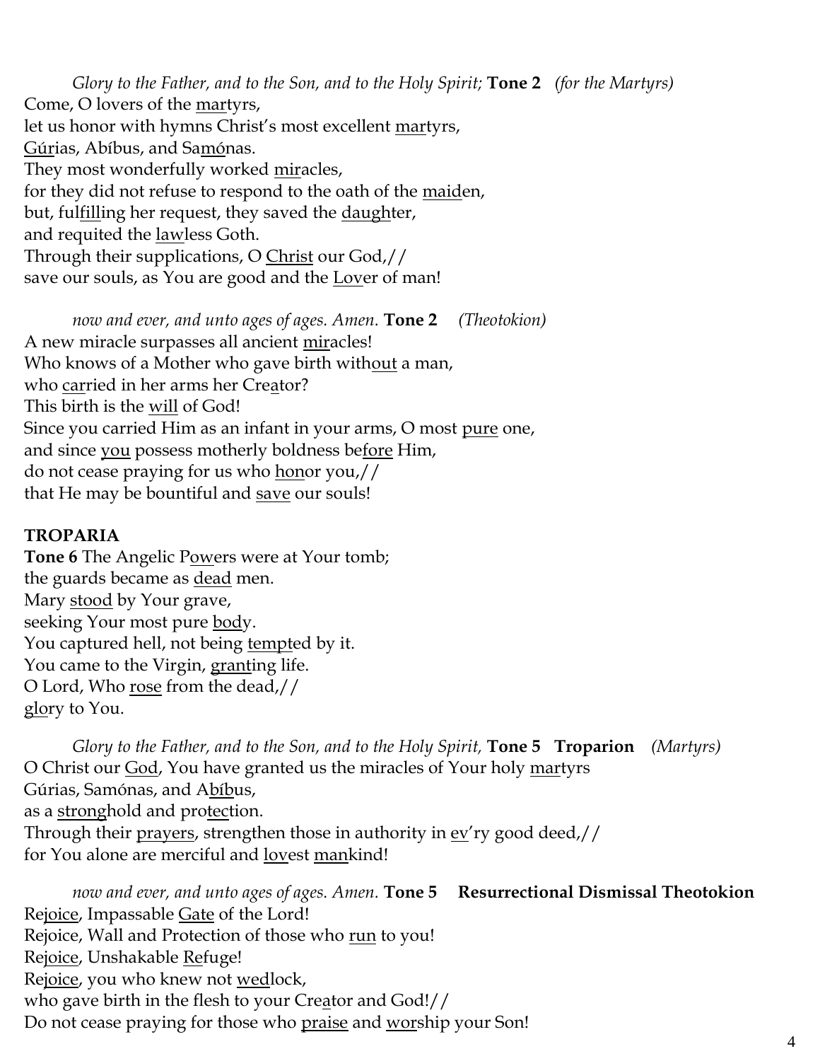*Glory to the Father, and to the Son, and to the Holy Spirit;* **Tone 2** *(for the Martyrs)*
Come, O lovers of the martyrs,
let us honor with hymns Christ's most excellent martyrs,
Gúrias, Abíbus, and Samónas.
They most wonderfully worked miracles,
for they did not refuse to respond to the oath of the maiden,
but, fulfilling her request, they saved the daughter,
and requited the lawless Goth.
Through their supplications, O Christ our God,//
save our souls, as You are good and the Lover of man!

*now and ever, and unto ages of ages. Amen.* **Tone 2** *(Theotokion)*
A new miracle surpasses all ancient miracles!
Who knows of a Mother who gave birth without a man,
who carried in her arms her Creator?
This birth is the will of God!
Since you carried Him as an infant in your arms, O most pure one,
and since you possess motherly boldness before Him,
do not cease praying for us who honor you,//
that He may be bountiful and save our souls!

**TROPARIA**

**Tone 6** The Angelic Powers were at Your tomb;
the guards became as dead men.
Mary stood by Your grave,
seeking Your most pure body.
You captured hell, not being tempted by it.
You came to the Virgin, granting life.
O Lord, Who rose from the dead,//
glory to You.

*Glory to the Father, and to the Son, and to the Holy Spirit,* **Tone 5 Troparion** *(Martyrs)*
O Christ our God, You have granted us the miracles of Your holy martyrs
Gúrias, Samónas, and Abíbus,
as a stronghold and protection.
Through their prayers, strengthen those in authority in ev'ry good deed,//
for You alone are merciful and lovest mankind!

*now and ever, and unto ages of ages. Amen.* **Tone 5 Resurrectional Dismissal Theotokion**
Rejoice, Impassable Gate of the Lord!
Rejoice, Wall and Protection of those who run to you!
Rejoice, Unshakable Refuge!
Rejoice, you who knew not wedlock,
who gave birth in the flesh to your Creator and God!//
Do not cease praying for those who praise and worship your Son!